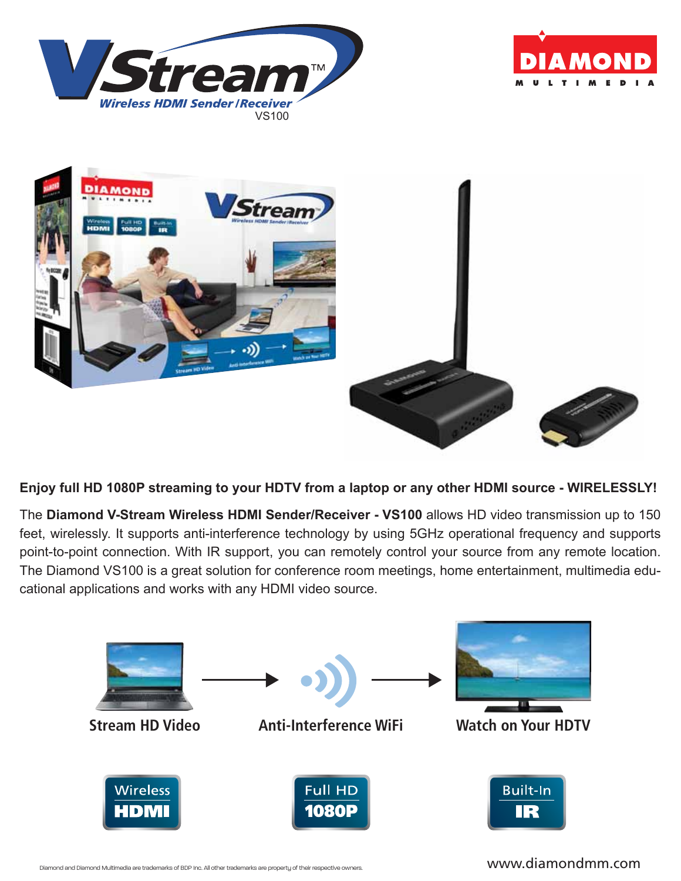# VStream™

*Wireless HDMI Sender / Receiver*

VS100

DIAMOND MULTIMEDIA

**Enjoy full HD 1080P streaming to your HDTV from a laptop or any other HDMI source - WIRELESSLY!**

The **Diamond V-Stream Wireless HDMI Sender/Receiver - VS100** allows HD video transmission up to 150 feet, wirelessly. It supports anti-interference technology by using 5GHz operational frequency and supports point-to-point connection. With IR support, you can remotely control your source from any remote location. The Diamond VS100 is a great solution for conference room meetings, home entertainment, multimedia educational applications and works with any HDMI video source.

**Stream HD Video** → **Anti-Interference WiFi** → **Watch on Your HDTV**

Wireless HDMI | Full HD 1080P | Built-In IR

Diamond and Diamond Multimedia are trademarks of BDP Inc. All other trademarks are property of their respective owners.

www.diamondmm.com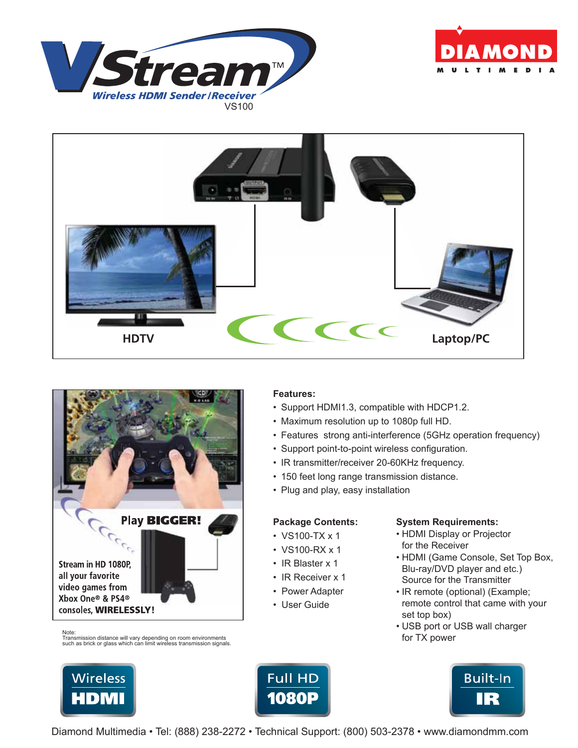# VStream™

Wireless HDMI Sender / Receiver

VS100

DIAMOND MULTIMEDIA

HDTV

Laptop/PC

Play BIGGER!

Stream in HD 1080P, all your favorite video games from Xbox One® & PS4® consoles, WIRELESSLY!

Note:
Transmission distance will vary depending on room environments such as brick or glass which can limit wireless transmission signals.

**Features:**

- Support HDMI1.3, compatible with HDCP1.2.
- Maximum resolution up to 1080p full HD.
- Features strong anti-interference (5GHz operation frequency)
- Support point-to-point wireless configuration.
- IR transmitter/receiver 20-60KHz frequency.
- 150 feet long range transmission distance.
- Plug and play, easy installation

**Package Contents:**

- VS100-TX x 1
- VS100-RX x 1
- IR Blaster x 1
- IR Receiver x 1
- Power Adapter
- User Guide

**System Requirements:**

- HDMI Display or Projector for the Receiver
- HDMI (Game Console, Set Top Box, Blu-ray/DVD player and etc.) Source for the Transmitter
- IR remote (optional) (Example; remote control that came with your set top box)
- USB port or USB wall charger for TX power

Wireless HDMI

Full HD 1080P

Built-In IR

Diamond Multimedia • Tel: (888) 238-2272 • Technical Support: (800) 503-2378 • www.diamondmm.com